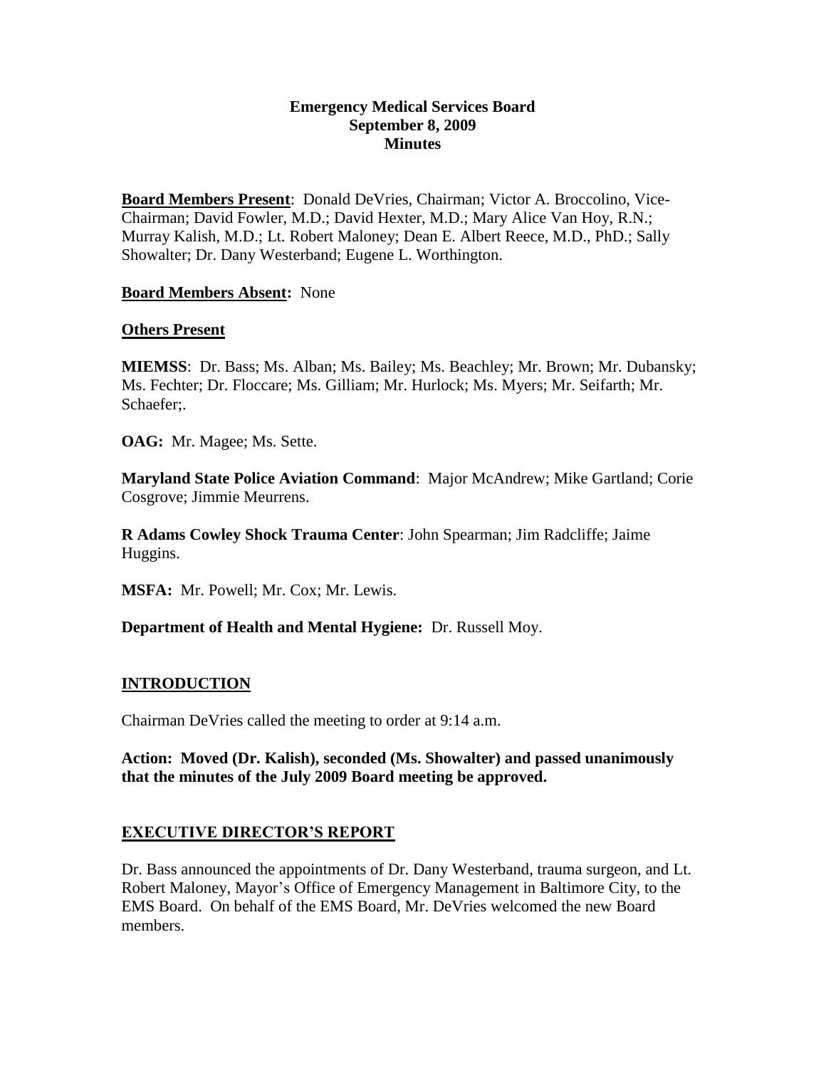**Emergency Medical Services Board**
**September 8, 2009**
**Minutes**

**Board Members Present**: Donald DeVries, Chairman; Victor A. Broccolino, Vice-Chairman; David Fowler, M.D.; David Hexter, M.D.; Mary Alice Van Hoy, R.N.; Murray Kalish, M.D.; Lt. Robert Maloney; Dean E. Albert Reece, M.D., PhD.; Sally Showalter; Dr. Dany Westerband; Eugene L. Worthington.

**Board Members Absent:** None

**Others Present**

**MIEMSS**: Dr. Bass; Ms. Alban; Ms. Bailey; Ms. Beachley; Mr. Brown; Mr. Dubansky; Ms. Fechter; Dr. Floccare; Ms. Gilliam; Mr. Hurlock; Ms. Myers; Mr. Seifarth; Mr. Schaefer;.

**OAG:** Mr. Magee; Ms. Sette.

**Maryland State Police Aviation Command**: Major McAndrew; Mike Gartland; Corie Cosgrove; Jimmie Meurrens.

**R Adams Cowley Shock Trauma Center**: John Spearman; Jim Radcliffe; Jaime Huggins.

**MSFA:** Mr. Powell; Mr. Cox; Mr. Lewis.

**Department of Health and Mental Hygiene:** Dr. Russell Moy.

## INTRODUCTION

Chairman DeVries called the meeting to order at 9:14 a.m.

**Action: Moved (Dr. Kalish), seconded (Ms. Showalter) and passed unanimously that the minutes of the July 2009 Board meeting be approved.**

## EXECUTIVE DIRECTOR'S REPORT

Dr. Bass announced the appointments of Dr. Dany Westerband, trauma surgeon, and Lt. Robert Maloney, Mayor's Office of Emergency Management in Baltimore City, to the EMS Board. On behalf of the EMS Board, Mr. DeVries welcomed the new Board members.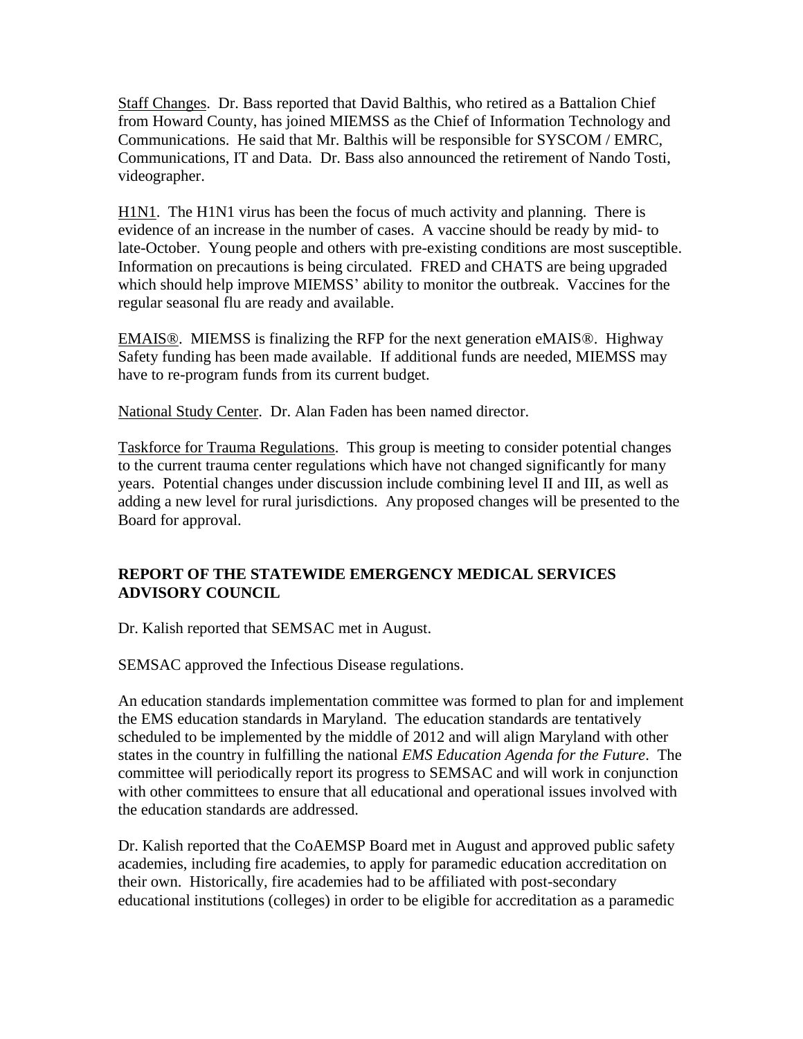Staff Changes. Dr. Bass reported that David Balthis, who retired as a Battalion Chief from Howard County, has joined MIEMSS as the Chief of Information Technology and Communications. He said that Mr. Balthis will be responsible for SYSCOM / EMRC, Communications, IT and Data. Dr. Bass also announced the retirement of Nando Tosti, videographer.

H1N1. The H1N1 virus has been the focus of much activity and planning. There is evidence of an increase in the number of cases. A vaccine should be ready by mid- to late-October. Young people and others with pre-existing conditions are most susceptible. Information on precautions is being circulated. FRED and CHATS are being upgraded which should help improve MIEMSS' ability to monitor the outbreak. Vaccines for the regular seasonal flu are ready and available.

EMAIS®. MIEMSS is finalizing the RFP for the next generation eMAIS®. Highway Safety funding has been made available. If additional funds are needed, MIEMSS may have to re-program funds from its current budget.

National Study Center. Dr. Alan Faden has been named director.

Taskforce for Trauma Regulations. This group is meeting to consider potential changes to the current trauma center regulations which have not changed significantly for many years. Potential changes under discussion include combining level II and III, as well as adding a new level for rural jurisdictions. Any proposed changes will be presented to the Board for approval.

## REPORT OF THE STATEWIDE EMERGENCY MEDICAL SERVICES ADVISORY COUNCIL

Dr. Kalish reported that SEMSAC met in August.

SEMSAC approved the Infectious Disease regulations.

An education standards implementation committee was formed to plan for and implement the EMS education standards in Maryland. The education standards are tentatively scheduled to be implemented by the middle of 2012 and will align Maryland with other states in the country in fulfilling the national *EMS Education Agenda for the Future*. The committee will periodically report its progress to SEMSAC and will work in conjunction with other committees to ensure that all educational and operational issues involved with the education standards are addressed.

Dr. Kalish reported that the CoAEMSP Board met in August and approved public safety academies, including fire academies, to apply for paramedic education accreditation on their own. Historically, fire academies had to be affiliated with post-secondary educational institutions (colleges) in order to be eligible for accreditation as a paramedic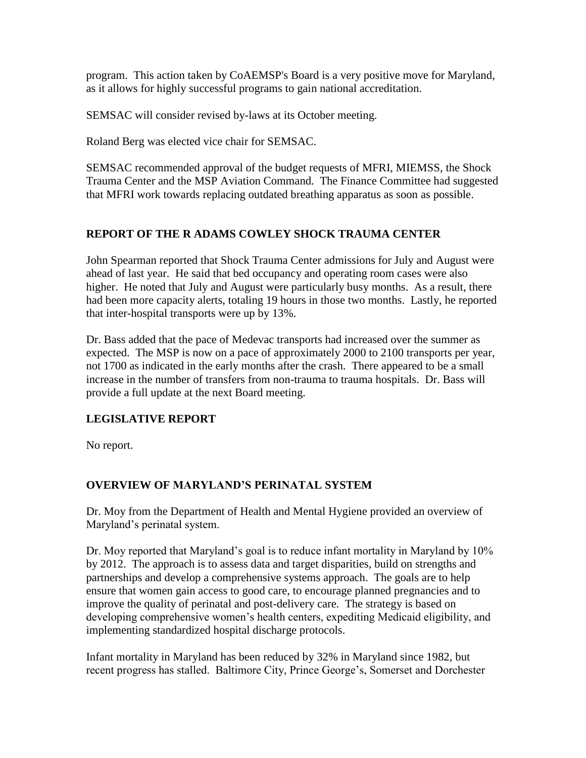program. This action taken by CoAEMSP's Board is a very positive move for Maryland, as it allows for highly successful programs to gain national accreditation.

SEMSAC will consider revised by-laws at its October meeting.

Roland Berg was elected vice chair for SEMSAC.

SEMSAC recommended approval of the budget requests of MFRI, MIEMSS, the Shock Trauma Center and the MSP Aviation Command. The Finance Committee had suggested that MFRI work towards replacing outdated breathing apparatus as soon as possible.

## REPORT OF THE R ADAMS COWLEY SHOCK TRAUMA CENTER

John Spearman reported that Shock Trauma Center admissions for July and August were ahead of last year. He said that bed occupancy and operating room cases were also higher. He noted that July and August were particularly busy months. As a result, there had been more capacity alerts, totaling 19 hours in those two months. Lastly, he reported that inter-hospital transports were up by 13%.

Dr. Bass added that the pace of Medevac transports had increased over the summer as expected. The MSP is now on a pace of approximately 2000 to 2100 transports per year, not 1700 as indicated in the early months after the crash. There appeared to be a small increase in the number of transfers from non-trauma to trauma hospitals. Dr. Bass will provide a full update at the next Board meeting.

## LEGISLATIVE REPORT

No report.

## OVERVIEW OF MARYLAND'S PERINATAL SYSTEM

Dr. Moy from the Department of Health and Mental Hygiene provided an overview of Maryland's perinatal system.

Dr. Moy reported that Maryland's goal is to reduce infant mortality in Maryland by 10% by 2012. The approach is to assess data and target disparities, build on strengths and partnerships and develop a comprehensive systems approach. The goals are to help ensure that women gain access to good care, to encourage planned pregnancies and to improve the quality of perinatal and post-delivery care. The strategy is based on developing comprehensive women's health centers, expediting Medicaid eligibility, and implementing standardized hospital discharge protocols.

Infant mortality in Maryland has been reduced by 32% in Maryland since 1982, but recent progress has stalled. Baltimore City, Prince George's, Somerset and Dorchester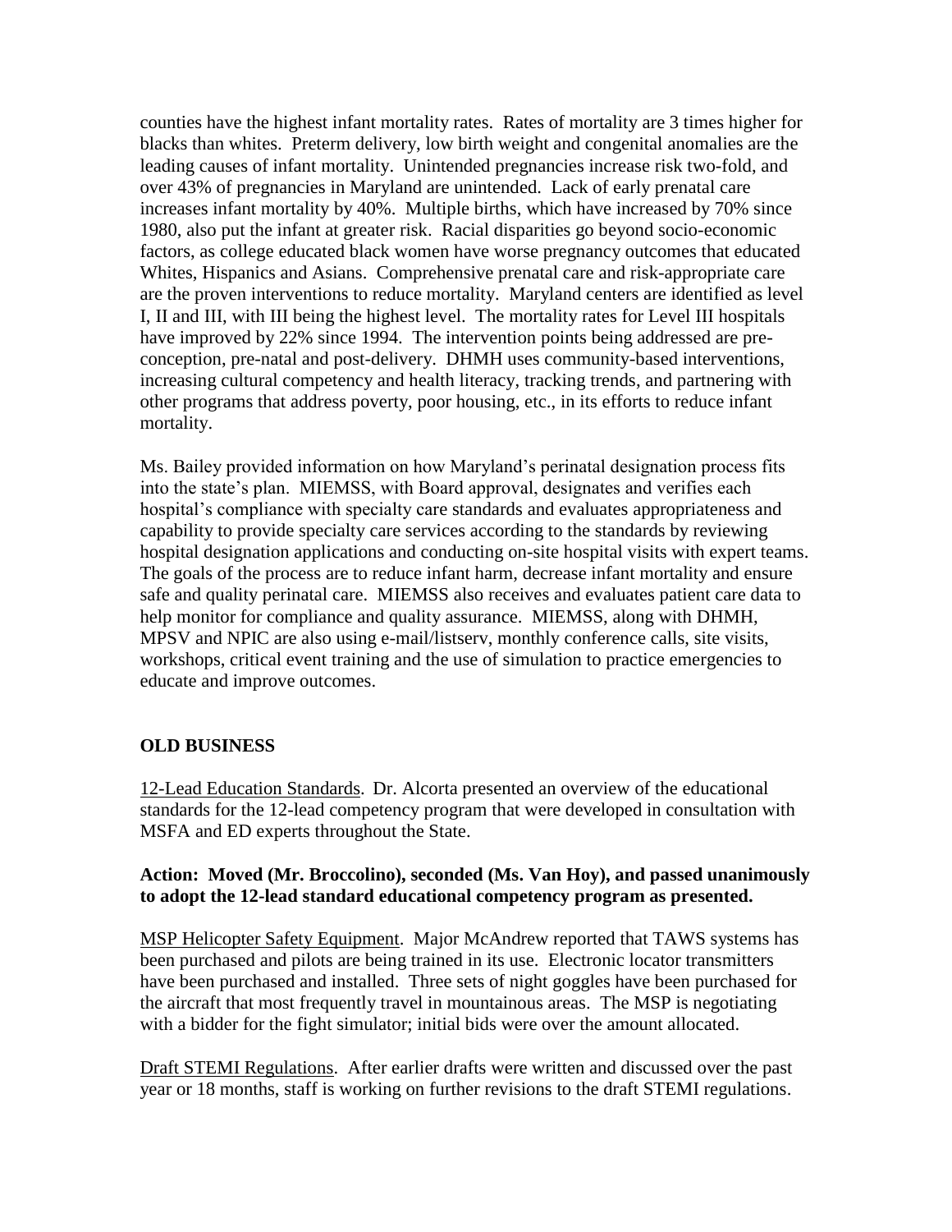counties have the highest infant mortality rates. Rates of mortality are 3 times higher for blacks than whites. Preterm delivery, low birth weight and congenital anomalies are the leading causes of infant mortality. Unintended pregnancies increase risk two-fold, and over 43% of pregnancies in Maryland are unintended. Lack of early prenatal care increases infant mortality by 40%. Multiple births, which have increased by 70% since 1980, also put the infant at greater risk. Racial disparities go beyond socio-economic factors, as college educated black women have worse pregnancy outcomes that educated Whites, Hispanics and Asians. Comprehensive prenatal care and risk-appropriate care are the proven interventions to reduce mortality. Maryland centers are identified as level I, II and III, with III being the highest level. The mortality rates for Level III hospitals have improved by 22% since 1994. The intervention points being addressed are pre-conception, pre-natal and post-delivery. DHMH uses community-based interventions, increasing cultural competency and health literacy, tracking trends, and partnering with other programs that address poverty, poor housing, etc., in its efforts to reduce infant mortality.

Ms. Bailey provided information on how Maryland's perinatal designation process fits into the state's plan. MIEMSS, with Board approval, designates and verifies each hospital's compliance with specialty care standards and evaluates appropriateness and capability to provide specialty care services according to the standards by reviewing hospital designation applications and conducting on-site hospital visits with expert teams. The goals of the process are to reduce infant harm, decrease infant mortality and ensure safe and quality perinatal care. MIEMSS also receives and evaluates patient care data to help monitor for compliance and quality assurance. MIEMSS, along with DHMH, MPSV and NPIC are also using e-mail/listserv, monthly conference calls, site visits, workshops, critical event training and the use of simulation to practice emergencies to educate and improve outcomes.

## OLD BUSINESS

<u>12-Lead Education Standards</u>. Dr. Alcorta presented an overview of the educational standards for the 12-lead competency program that were developed in consultation with MSFA and ED experts throughout the State.

**Action: Moved (Mr. Broccolino), seconded (Ms. Van Hoy), and passed unanimously to adopt the 12-lead standard educational competency program as presented.**

<u>MSP Helicopter Safety Equipment</u>. Major McAndrew reported that TAWS systems has been purchased and pilots are being trained in its use. Electronic locator transmitters have been purchased and installed. Three sets of night goggles have been purchased for the aircraft that most frequently travel in mountainous areas. The MSP is negotiating with a bidder for the fight simulator; initial bids were over the amount allocated.

<u>Draft STEMI Regulations</u>. After earlier drafts were written and discussed over the past year or 18 months, staff is working on further revisions to the draft STEMI regulations.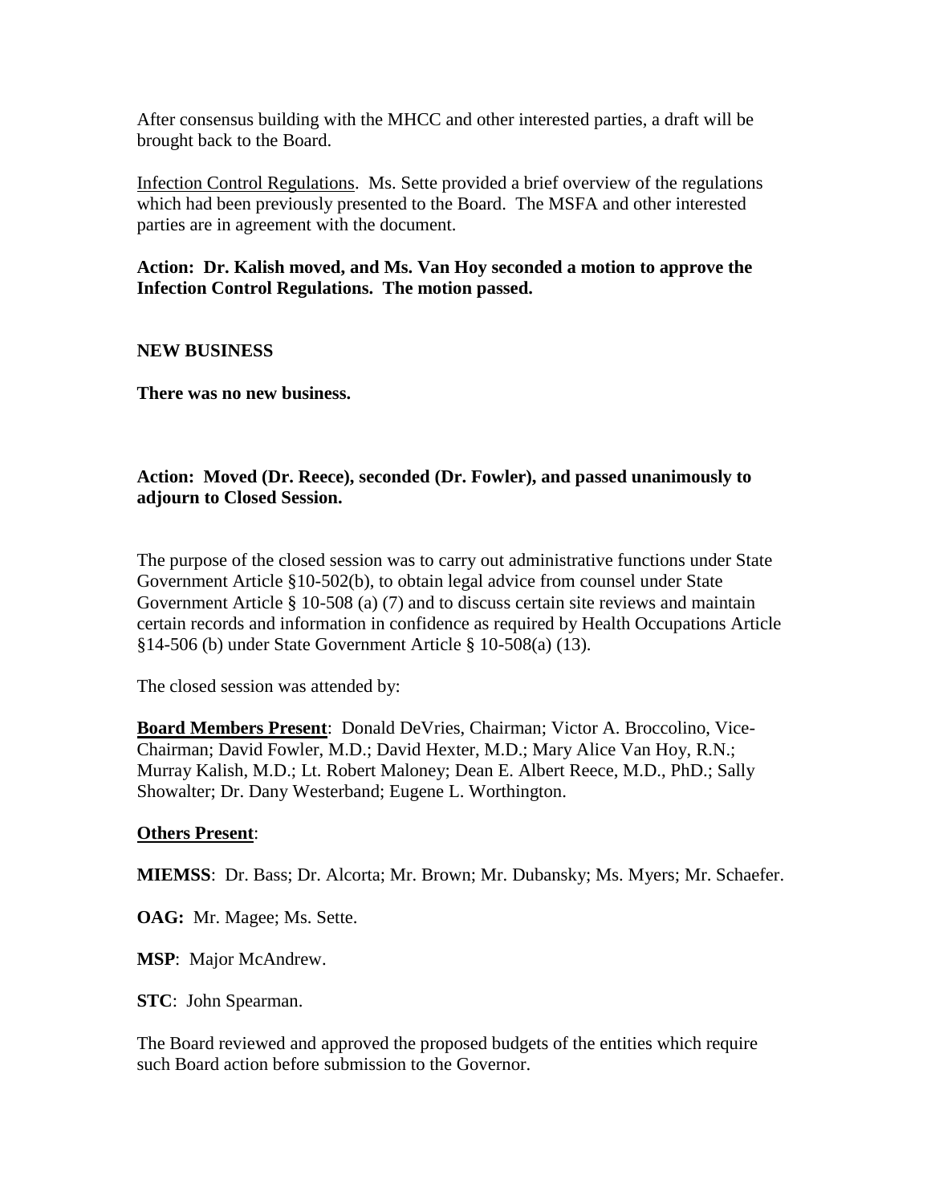After consensus building with the MHCC and other interested parties, a draft will be brought back to the Board.

Infection Control Regulations. Ms. Sette provided a brief overview of the regulations which had been previously presented to the Board. The MSFA and other interested parties are in agreement with the document.

**Action: Dr. Kalish moved, and Ms. Van Hoy seconded a motion to approve the Infection Control Regulations. The motion passed.**

**NEW BUSINESS**

**There was no new business.**

**Action: Moved (Dr. Reece), seconded (Dr. Fowler), and passed unanimously to adjourn to Closed Session.**

The purpose of the closed session was to carry out administrative functions under State Government Article §10-502(b), to obtain legal advice from counsel under State Government Article § 10-508 (a) (7) and to discuss certain site reviews and maintain certain records and information in confidence as required by Health Occupations Article §14-506 (b) under State Government Article § 10-508(a) (13).

The closed session was attended by:

**Board Members Present**: Donald DeVries, Chairman; Victor A. Broccolino, Vice-Chairman; David Fowler, M.D.; David Hexter, M.D.; Mary Alice Van Hoy, R.N.; Murray Kalish, M.D.; Lt. Robert Maloney; Dean E. Albert Reece, M.D., PhD.; Sally Showalter; Dr. Dany Westerband; Eugene L. Worthington.

**Others Present**:

**MIEMSS**: Dr. Bass; Dr. Alcorta; Mr. Brown; Mr. Dubansky; Ms. Myers; Mr. Schaefer.

**OAG:** Mr. Magee; Ms. Sette.

**MSP**: Major McAndrew.

**STC**: John Spearman.

The Board reviewed and approved the proposed budgets of the entities which require such Board action before submission to the Governor.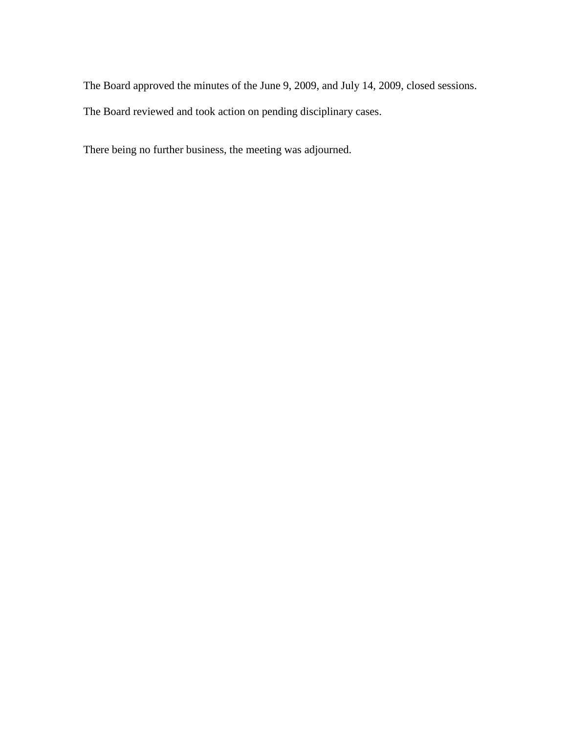The Board approved the minutes of the June 9, 2009, and July 14, 2009, closed sessions.

The Board reviewed and took action on pending disciplinary cases.

There being no further business, the meeting was adjourned.